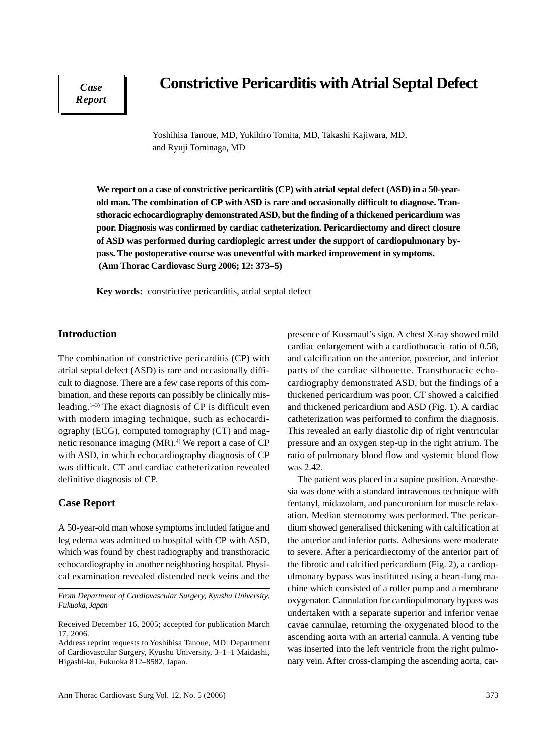*Case Report*

# Constrictive Pericarditis with Atrial Septal Defect

Yoshihisa Tanoue, MD, Yukihiro Tomita, MD, Takashi Kajiwara, MD, and Ryuji Tominaga, MD

**We report on a case of constrictive pericarditis (CP) with atrial septal defect (ASD) in a 50-year-old man. The combination of CP with ASD is rare and occasionally difficult to diagnose. Transthoracic echocardiography demonstrated ASD, but the finding of a thickened pericardium was poor. Diagnosis was confirmed by cardiac catheterization. Pericardiectomy and direct closure of ASD was performed during cardioplegic arrest under the support of cardiopulmonary bypass. The postoperative course was uneventful with marked improvement in symptoms. (Ann Thorac Cardiovasc Surg 2006; 12: 373–5)**

**Key words:** constrictive pericarditis, atrial septal defect

## Introduction

The combination of constrictive pericarditis (CP) with atrial septal defect (ASD) is rare and occasionally difficult to diagnose. There are a few case reports of this combination, and these reports can possibly be clinically misleading.[1–3] The exact diagnosis of CP is difficult even with modern imaging technique, such as echocardiography (ECG), computed tomography (CT) and magnetic resonance imaging (MR).[4] We report a case of CP with ASD, in which echocardiography diagnosis of CP was difficult. CT and cardiac catheterization revealed definitive diagnosis of CP.

## Case Report

A 50-year-old man whose symptoms included fatigue and leg edema was admitted to hospital with CP with ASD, which was found by chest radiography and transthoracic echocardiography in another neighboring hospital. Physical examination revealed distended neck veins and the presence of Kussmaul's sign. A chest X-ray showed mild cardiac enlargement with a cardiothoracic ratio of 0.58, and calcification on the anterior, posterior, and inferior parts of the cardiac silhouette. Transthoracic echocardiography demonstrated ASD, but the findings of a thickened pericardium was poor. CT showed a calcified and thickened pericardium and ASD (Fig. 1). A cardiac catheterization was performed to confirm the diagnosis. This revealed an early diastolic dip of right ventricular pressure and an oxygen step-up in the right atrium. The ratio of pulmonary blood flow and systemic blood flow was 2.42.

The patient was placed in a supine position. Anaesthesia was done with a standard intravenous technique with fentanyl, midazolam, and pancuronium for muscle relaxation. Median sternotomy was performed. The pericardium showed generalised thickening with calcification at the anterior and inferior parts. Adhesions were moderate to severe. After a pericardiectomy of the anterior part of the fibrotic and calcified pericardium (Fig. 2), a cardiopulmonary bypass was instituted using a heart-lung machine which consisted of a roller pump and a membrane oxygenator. Cannulation for cardiopulmonary bypass was undertaken with a separate superior and inferior venae cavae cannulae, returning the oxygenated blood to the ascending aorta with an arterial cannula. A venting tube was inserted into the left ventricle from the right pulmonary vein. After cross-clamping the ascending aorta, car-

*From Department of Cardiovascular Surgery, Kyushu University, Fukuoka, Japan*

Received December 16, 2005; accepted for publication March 17, 2006.

Address reprint requests to Yoshihisa Tanoue, MD: Department of Cardiovascular Surgery, Kyushu University, 3–1–1 Maidashi, Higashi-ku, Fukuoka 812–8582, Japan.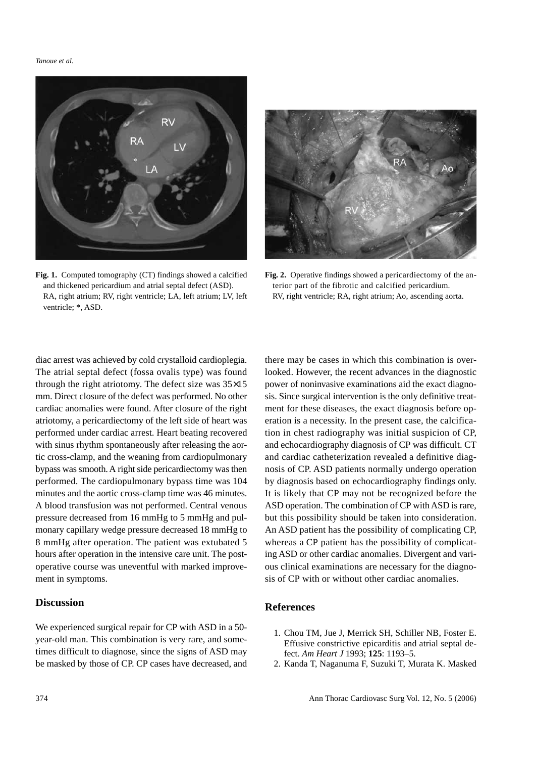Fig. 1. Computed tomography (CT) findings showed a calcified and thickened pericardium and atrial septal defect (ASD). RA, right atrium; RV, right ventricle; LA, left atrium; LV, left ventricle; *, ASD.

Fig. 2. Operative findings showed a pericardiectomy of the anterior part of the fibrotic and calcified pericardium. RV, right ventricle; RA, right atrium; Ao, ascending aorta.

diac arrest was achieved by cold crystalloid cardioplegia. The atrial septal defect (fossa ovalis type) was found through the right atriotomy. The defect size was 35×15 mm. Direct closure of the defect was performed. No other cardiac anomalies were found. After closure of the right atriotomy, a pericardiectomy of the left side of heart was performed under cardiac arrest. Heart beating recovered with sinus rhythm spontaneously after releasing the aortic cross-clamp, and the weaning from cardiopulmonary bypass was smooth. A right side pericardiectomy was then performed. The cardiopulmonary bypass time was 104 minutes and the aortic cross-clamp time was 46 minutes. A blood transfusion was not performed. Central venous pressure decreased from 16 mmHg to 5 mmHg and pulmonary capillary wedge pressure decreased 18 mmHg to 8 mmHg after operation. The patient was extubated 5 hours after operation in the intensive care unit. The postoperative course was uneventful with marked improvement in symptoms.

## Discussion

We experienced surgical repair for CP with ASD in a 50-year-old man. This combination is very rare, and sometimes difficult to diagnose, since the signs of ASD may be masked by those of CP. CP cases have decreased, and there may be cases in which this combination is overlooked. However, the recent advances in the diagnostic power of noninvasive examinations aid the exact diagnosis. Since surgical intervention is the only definitive treatment for these diseases, the exact diagnosis before operation is a necessity. In the present case, the calcification in chest radiography was initial suspicion of CP, and echocardiography diagnosis of CP was difficult. CT and cardiac catheterization revealed a definitive diagnosis of CP. ASD patients normally undergo operation by diagnosis based on echocardiography findings only. It is likely that CP may not be recognized before the ASD operation. The combination of CP with ASD is rare, but this possibility should be taken into consideration. An ASD patient has the possibility of complicating CP, whereas a CP patient has the possibility of complicating ASD or other cardiac anomalies. Divergent and various clinical examinations are necessary for the diagnosis of CP with or without other cardiac anomalies.

## References

1. Chou TM, Jue J, Merrick SH, Schiller NB, Foster E. Effusive constrictive epicarditis and atrial septal defect. *Am Heart J* 1993; **125**: 1193–5.
2. Kanda T, Naganuma F, Suzuki T, Murata K. Masked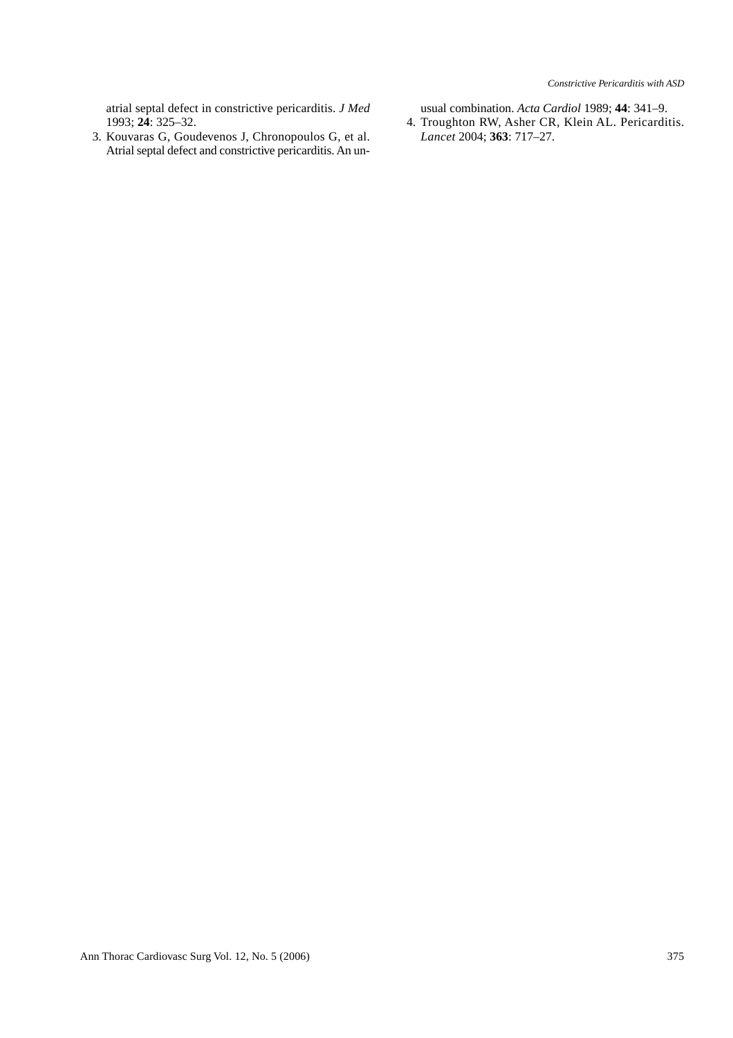atrial septal defect in constrictive pericarditis. *J Med* 1993; **24**: 325–32.

3. Kouvaras G, Goudevenos J, Chronopoulos G, et al. Atrial septal defect and constrictive pericarditis. An unusual combination. *Acta Cardiol* 1989; **44**: 341–9.
4. Troughton RW, Asher CR, Klein AL. Pericarditis. *Lancet* 2004; **363**: 717–27.